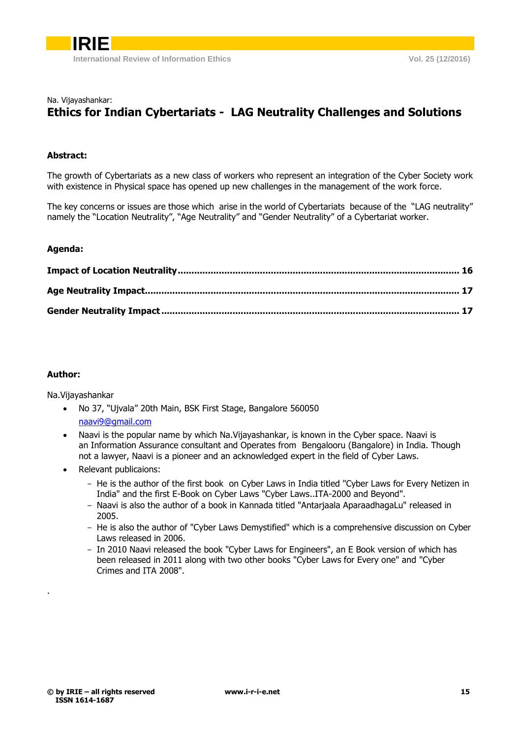Na. Vijayashankar:

# Ethics for Indian Cybertariats - LAG Neutrality Challenges and Solutions

### Abstract:

The growth of Cybertariats as a new class of workers who represent an integration of the Cyber Society work with existence in Physical space has opened up new challenges in the management of the work force.

The key concerns or issues are those which arise in the world of Cybertariats because of the "LAG neutrality" namely the "Location Neutrality", "Age Neutrality" and "Gender Neutrality" of a Cybertariat worker.

### Agenda:

**Impact of Location Neutrality** ........ **16**

**Age Neutrality Impact** ........ **17**

**Gender Neutrality Impact** ........ **17**

### Author:

Na.Vijayashankar

- No 37, "Ujvala" 20th Main, BSK First Stage, Bangalore 560050
  naavi9@gmail.com
- Naavi is the popular name by which Na.Vijayashankar, is known in the Cyber space. Naavi is an Information Assurance consultant and Operates from Bengalooru (Bangalore) in India. Though not a lawyer, Naavi is a pioneer and an acknowledged expert in the field of Cyber Laws.
- Relevant publicaions:
  - He is the author of the first book on Cyber Laws in India titled "Cyber Laws for Every Netizen in India" and the first E-Book on Cyber Laws "Cyber Laws..ITA-2000 and Beyond".
  - Naavi is also the author of a book in Kannada titled "Antarjaala AparaadhagaLu" released in 2005.
  - He is also the author of "Cyber Laws Demystified" which is a comprehensive discussion on Cyber Laws released in 2006.
  - In 2010 Naavi released the book "Cyber Laws for Engineers", an E Book version of which has been released in 2011 along with two other books "Cyber Laws for Every one" and "Cyber Crimes and ITA 2008".

.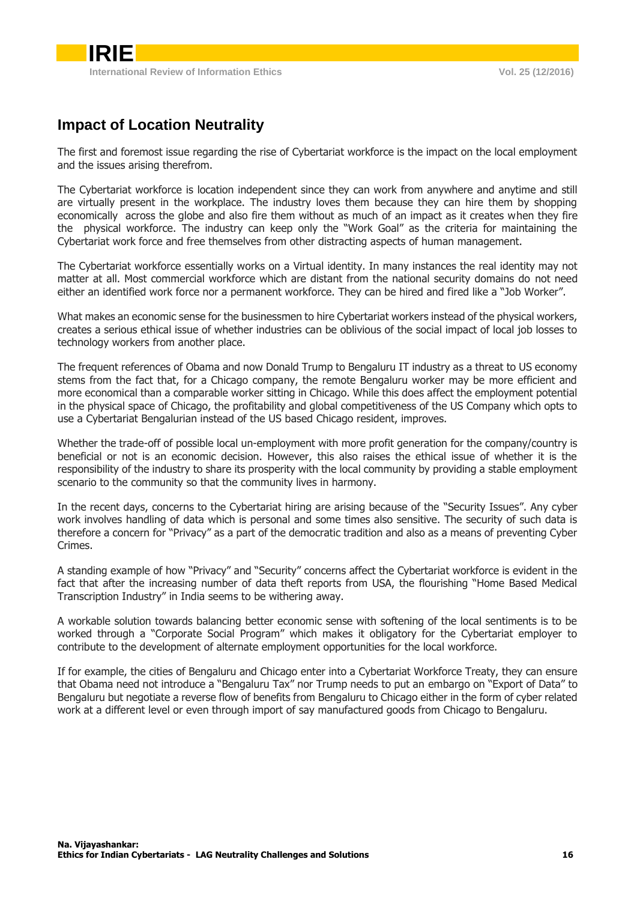## Impact of Location Neutrality

The first and foremost issue regarding the rise of Cybertariat workforce is the impact on the local employment and the issues arising therefrom.

The Cybertariat workforce is location independent since they can work from anywhere and anytime and still are virtually present in the workplace. The industry loves them because they can hire them by shopping economically across the globe and also fire them without as much of an impact as it creates when they fire the physical workforce. The industry can keep only the "Work Goal" as the criteria for maintaining the Cybertariat work force and free themselves from other distracting aspects of human management.

The Cybertariat workforce essentially works on a Virtual identity. In many instances the real identity may not matter at all. Most commercial workforce which are distant from the national security domains do not need either an identified work force nor a permanent workforce. They can be hired and fired like a "Job Worker".

What makes an economic sense for the businessmen to hire Cybertariat workers instead of the physical workers, creates a serious ethical issue of whether industries can be oblivious of the social impact of local job losses to technology workers from another place.

The frequent references of Obama and now Donald Trump to Bengaluru IT industry as a threat to US economy stems from the fact that, for a Chicago company, the remote Bengaluru worker may be more efficient and more economical than a comparable worker sitting in Chicago. While this does affect the employment potential in the physical space of Chicago, the profitability and global competitiveness of the US Company which opts to use a Cybertariat Bengalurian instead of the US based Chicago resident, improves.

Whether the trade-off of possible local un-employment with more profit generation for the company/country is beneficial or not is an economic decision. However, this also raises the ethical issue of whether it is the responsibility of the industry to share its prosperity with the local community by providing a stable employment scenario to the community so that the community lives in harmony.

In the recent days, concerns to the Cybertariat hiring are arising because of the "Security Issues". Any cyber work involves handling of data which is personal and some times also sensitive. The security of such data is therefore a concern for "Privacy" as a part of the democratic tradition and also as a means of preventing Cyber Crimes.

A standing example of how "Privacy" and "Security" concerns affect the Cybertariat workforce is evident in the fact that after the increasing number of data theft reports from USA, the flourishing "Home Based Medical Transcription Industry" in India seems to be withering away.

A workable solution towards balancing better economic sense with softening of the local sentiments is to be worked through a "Corporate Social Program" which makes it obligatory for the Cybertariat employer to contribute to the development of alternate employment opportunities for the local workforce.

If for example, the cities of Bengaluru and Chicago enter into a Cybertariat Workforce Treaty, they can ensure that Obama need not introduce a "Bengaluru Tax" nor Trump needs to put an embargo on "Export of Data" to Bengaluru but negotiate a reverse flow of benefits from Bengaluru to Chicago either in the form of cyber related work at a different level or even through import of say manufactured goods from Chicago to Bengaluru.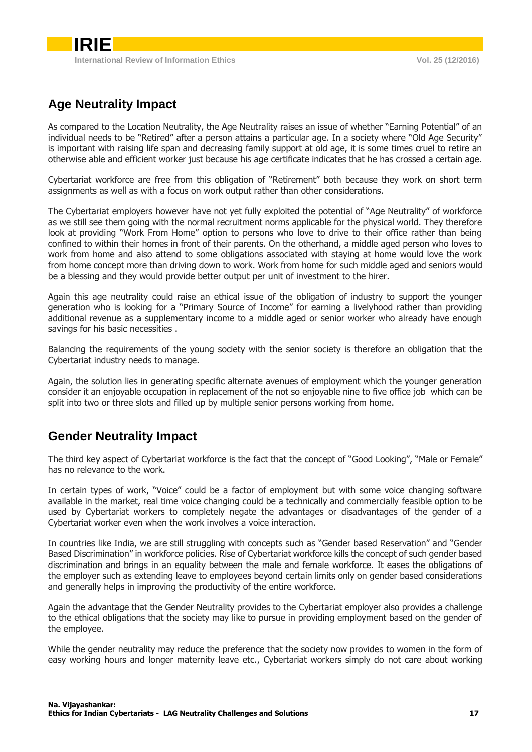## Age Neutrality Impact

As compared to the Location Neutrality, the Age Neutrality raises an issue of whether "Earning Potential" of an individual needs to be "Retired" after a person attains a particular age. In a society where "Old Age Security" is important with raising life span and decreasing family support at old age, it is some times cruel to retire an otherwise able and efficient worker just because his age certificate indicates that he has crossed a certain age.

Cybertariat workforce are free from this obligation of "Retirement" both because they work on short term assignments as well as with a focus on work output rather than other considerations.

The Cybertariat employers however have not yet fully exploited the potential of "Age Neutrality" of workforce as we still see them going with the normal recruitment norms applicable for the physical world. They therefore look at providing "Work From Home" option to persons who love to drive to their office rather than being confined to within their homes in front of their parents. On the otherhand, a middle aged person who loves to work from home and also attend to some obligations associated with staying at home would love the work from home concept more than driving down to work. Work from home for such middle aged and seniors would be a blessing and they would provide better output per unit of investment to the hirer.

Again this age neutrality could raise an ethical issue of the obligation of industry to support the younger generation who is looking for a "Primary Source of Income" for earning a livelyhood rather than providing additional revenue as a supplementary income to a middle aged or senior worker who already have enough savings for his basic necessities .

Balancing the requirements of the young society with the senior society is therefore an obligation that the Cybertariat industry needs to manage.

Again, the solution lies in generating specific alternate avenues of employment which the younger generation consider it an enjoyable occupation in replacement of the not so enjoyable nine to five office job which can be split into two or three slots and filled up by multiple senior persons working from home.

## Gender Neutrality Impact

The third key aspect of Cybertariat workforce is the fact that the concept of "Good Looking", "Male or Female" has no relevance to the work.

In certain types of work, "Voice" could be a factor of employment but with some voice changing software available in the market, real time voice changing could be a technically and commercially feasible option to be used by Cybertariat workers to completely negate the advantages or disadvantages of the gender of a Cybertariat worker even when the work involves a voice interaction.

In countries like India, we are still struggling with concepts such as "Gender based Reservation" and "Gender Based Discrimination" in workforce policies. Rise of Cybertariat workforce kills the concept of such gender based discrimination and brings in an equality between the male and female workforce. It eases the obligations of the employer such as extending leave to employees beyond certain limits only on gender based considerations and generally helps in improving the productivity of the entire workforce.

Again the advantage that the Gender Neutrality provides to the Cybertariat employer also provides a challenge to the ethical obligations that the society may like to pursue in providing employment based on the gender of the employee.

While the gender neutrality may reduce the preference that the society now provides to women in the form of easy working hours and longer maternity leave etc., Cybertariat workers simply do not care about working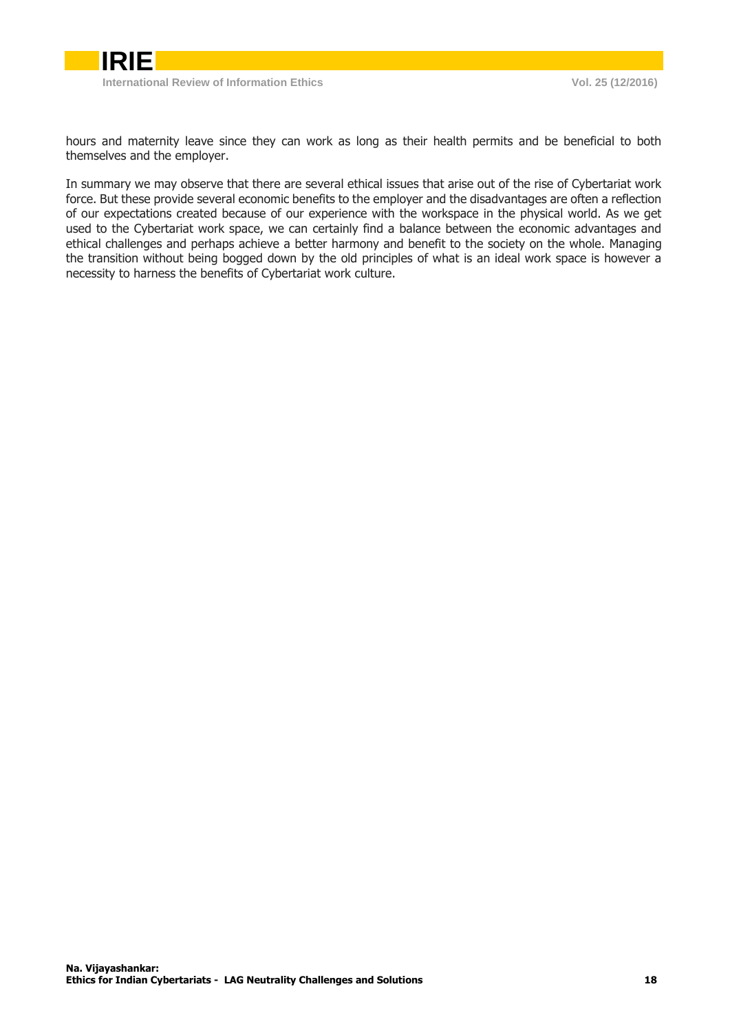hours and maternity leave since they can work as long as their health permits and be beneficial to both themselves and the employer.

In summary we may observe that there are several ethical issues that arise out of the rise of Cybertariat work force. But these provide several economic benefits to the employer and the disadvantages are often a reflection of our expectations created because of our experience with the workspace in the physical world. As we get used to the Cybertariat work space, we can certainly find a balance between the economic advantages and ethical challenges and perhaps achieve a better harmony and benefit to the society on the whole. Managing the transition without being bogged down by the old principles of what is an ideal work space is however a necessity to harness the benefits of Cybertariat work culture.